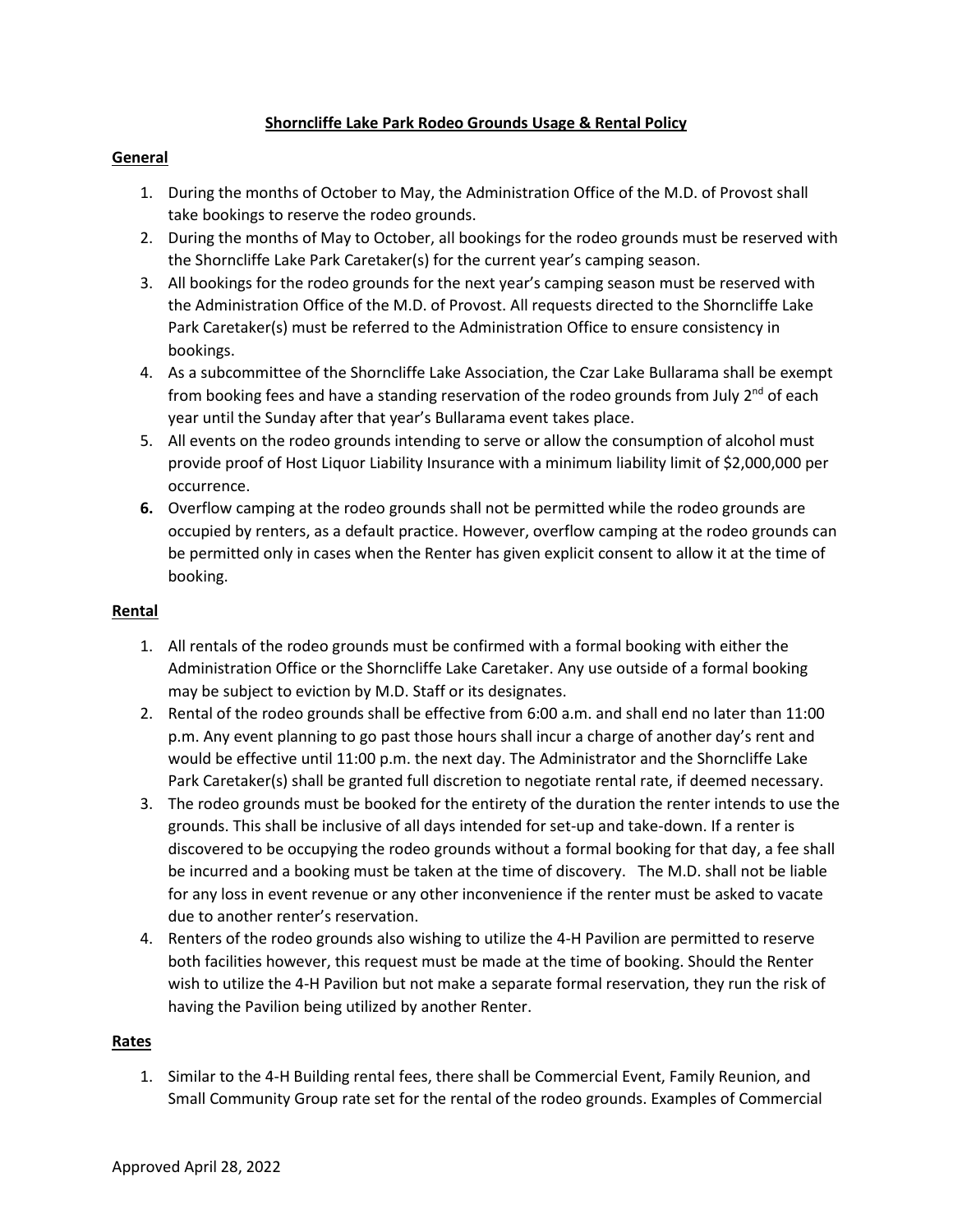# Shorncliffe Lake Park Rodeo Grounds Usage & Rental Policy

## General

1. During the months of October to May, the Administration Office of the M.D. of Provost shall take bookings to reserve the rodeo grounds.
2. During the months of May to October, all bookings for the rodeo grounds must be reserved with the Shorncliffe Lake Park Caretaker(s) for the current year's camping season.
3. All bookings for the rodeo grounds for the next year's camping season must be reserved with the Administration Office of the M.D. of Provost. All requests directed to the Shorncliffe Lake Park Caretaker(s) must be referred to the Administration Office to ensure consistency in bookings.
4. As a subcommittee of the Shorncliffe Lake Association, the Czar Lake Bullarama shall be exempt from booking fees and have a standing reservation of the rodeo grounds from July 2nd of each year until the Sunday after that year's Bullarama event takes place.
5. All events on the rodeo grounds intending to serve or allow the consumption of alcohol must provide proof of Host Liquor Liability Insurance with a minimum liability limit of $2,000,000 per occurrence.
6. Overflow camping at the rodeo grounds shall not be permitted while the rodeo grounds are occupied by renters, as a default practice. However, overflow camping at the rodeo grounds can be permitted only in cases when the Renter has given explicit consent to allow it at the time of booking.

## Rental

1. All rentals of the rodeo grounds must be confirmed with a formal booking with either the Administration Office or the Shorncliffe Lake Caretaker. Any use outside of a formal booking may be subject to eviction by M.D. Staff or its designates.
2. Rental of the rodeo grounds shall be effective from 6:00 a.m. and shall end no later than 11:00 p.m. Any event planning to go past those hours shall incur a charge of another day's rent and would be effective until 11:00 p.m. the next day. The Administrator and the Shorncliffe Lake Park Caretaker(s) shall be granted full discretion to negotiate rental rate, if deemed necessary.
3. The rodeo grounds must be booked for the entirety of the duration the renter intends to use the grounds. This shall be inclusive of all days intended for set-up and take-down. If a renter is discovered to be occupying the rodeo grounds without a formal booking for that day, a fee shall be incurred and a booking must be taken at the time of discovery. The M.D. shall not be liable for any loss in event revenue or any other inconvenience if the renter must be asked to vacate due to another renter's reservation.
4. Renters of the rodeo grounds also wishing to utilize the 4-H Pavilion are permitted to reserve both facilities however, this request must be made at the time of booking. Should the Renter wish to utilize the 4-H Pavilion but not make a separate formal reservation, they run the risk of having the Pavilion being utilized by another Renter.

## Rates

1. Similar to the 4-H Building rental fees, there shall be Commercial Event, Family Reunion, and Small Community Group rate set for the rental of the rodeo grounds. Examples of Commercial

Approved April 28, 2022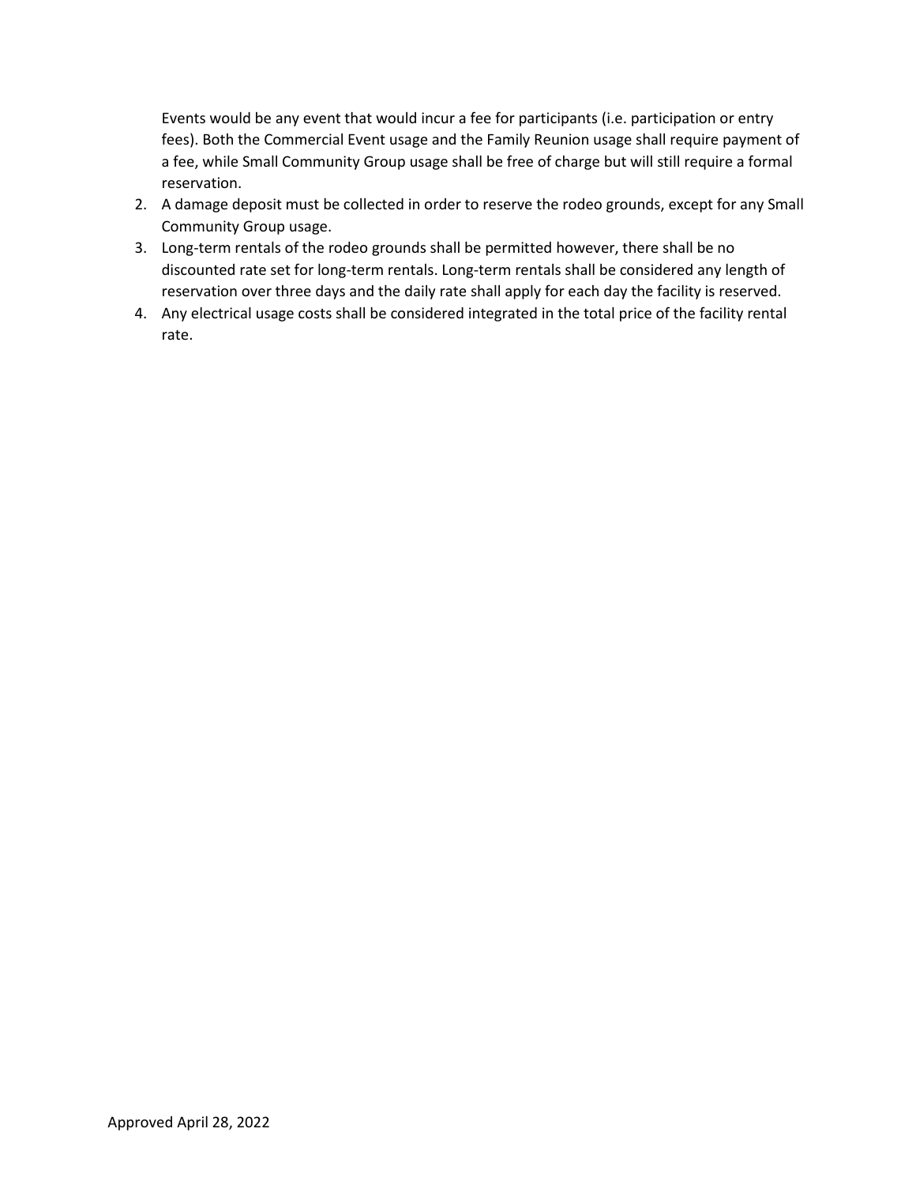Events would be any event that would incur a fee for participants (i.e. participation or entry fees). Both the Commercial Event usage and the Family Reunion usage shall require payment of a fee, while Small Community Group usage shall be free of charge but will still require a formal reservation.

2. A damage deposit must be collected in order to reserve the rodeo grounds, except for any Small Community Group usage.
3. Long-term rentals of the rodeo grounds shall be permitted however, there shall be no discounted rate set for long-term rentals. Long-term rentals shall be considered any length of reservation over three days and the daily rate shall apply for each day the facility is reserved.
4. Any electrical usage costs shall be considered integrated in the total price of the facility rental rate.

Approved April 28, 2022